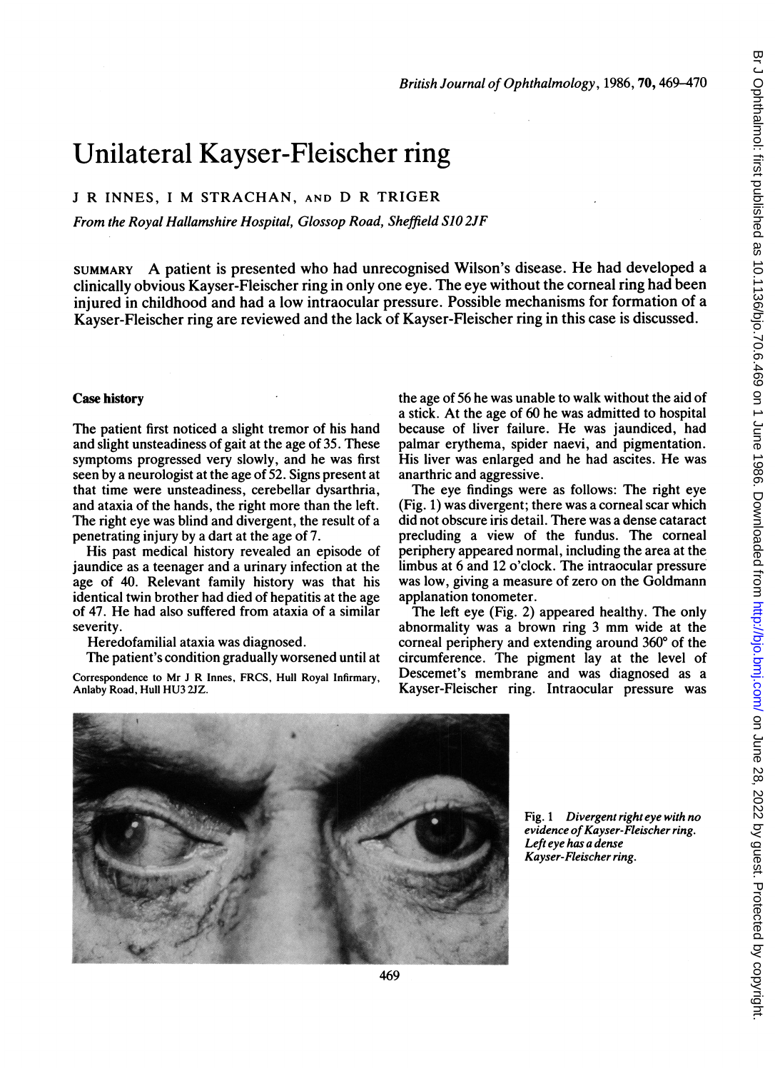# Unilateral Kayser-Fleischer ring

J R INNES, I M STRACHAN, AND D R TRIGER

*From the Royal Hallamshire Hospital, Glossop Road, Sheffield S10 2JF*

SUMMARY A patient is presented who had unrecognised Wilson's disease. He had developed a clinically obvious Kayser-Fleischer ring in only one eye. The eye without the corneal ring had been injured in childhood and had a low intraocular pressure. Possible mechanisms for formation of a Kayser-Fleischer ring are reviewed and the lack of Kayser-Fleischer ring in this case is discussed.

## Case history

The patient first noticed a slight tremor of his hand and slight unsteadiness of gait at the age of 35. These symptoms progressed very slowly, and he was first seen by a neurologist at the age of 52. Signs present at that time were unsteadiness, cerebellar dysarthria, and ataxia of the hands, the right more than the left. The right eye was blind and divergent, the result of a penetrating injury by a dart at the age of 7.

His past medical history revealed an episode of jaundice as a teenager and a urinary infection at the age of 40. Relevant family history was that his identical twin brother had died of hepatitis at the age of 47. He had also suffered from ataxia of a similar severity.

Heredofamilial ataxia was diagnosed.

The patient's condition gradually worsened until at the age of 56 he was unable to walk without the aid of a stick. At the age of 60 he was admitted to hospital because of liver failure. He was jaundiced, had palmar erythema, spider naevi, and pigmentation. His liver was enlarged and he had ascites. He was anarthric and aggressive.

The eye findings were as follows: The right eye (Fig. 1) was divergent; there was a corneal scar which did not obscure iris detail. There was a dense cataract precluding a view of the fundus. The corneal periphery appeared normal, including the area at the limbus at 6 and 12 o'clock. The intraocular pressure was low, giving a measure of zero on the Goldmann applanation tonometer.

The left eye (Fig. 2) appeared healthy. The only abnormality was a brown ring 3 mm wide at the corneal periphery and extending around 360° of the circumference. The pigment lay at the level of Descemet's membrane and was diagnosed as a Kayser-Fleischer ring. Intraocular pressure was

Correspondence to Mr J R Innes, FRCS, Hull Royal Infirmary, Anlaby Road, Hull HU3 2JZ.

*Fig. 1 Divergent right eye with no evidence of Kayser-Fleischer ring. Left eye has a dense Kayser-Fleischer ring.*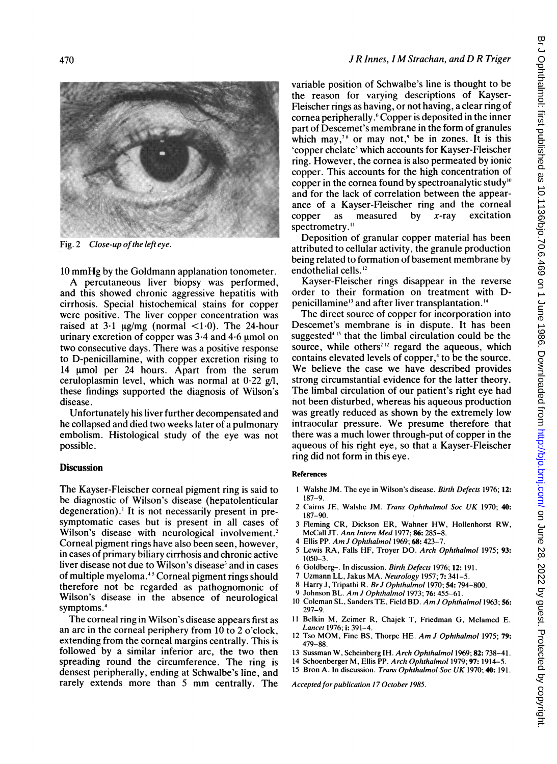Fig. 2 *Close-up of the left eye.*

10 mmHg by the Goldmann applanation tonometer.

A percutaneous liver biopsy was performed, and this showed chronic aggressive hepatitis with cirrhosis. Special histochemical stains for copper were positive. The liver copper concentration was raised at 3·1 μg/mg (normal <1·0). The 24-hour urinary excretion of copper was 3·4 and 4·6 μmol on two consecutive days. There was a positive response to D-penicillamine, with copper excretion rising to 14 μmol per 24 hours. Apart from the serum ceruloplasmin level, which was normal at 0·22 g/l, these findings supported the diagnosis of Wilson's disease.

Unfortunately his liver further decompensated and he collapsed and died two weeks later of a pulmonary embolism. Histological study of the eye was not possible.

## Discussion

The Kayser-Fleischer corneal pigment ring is said to be diagnostic of Wilson's disease (hepatolenticular degeneration).[1] It is not necessarily present in presymptomatic cases but is present in all cases of Wilson's disease with neurological involvement.[2] Corneal pigment rings have also been seen, however, in cases of primary biliary cirrhosis and chronic active liver disease not due to Wilson's disease[3] and in cases of multiple myeloma.[4,5] Corneal pigment rings should therefore not be regarded as pathognomonic of Wilson's disease in the absence of neurological symptoms.[4]

The corneal ring in Wilson's disease appears first as an arc in the corneal periphery from 10 to 2 o'clock, extending from the corneal margins centrally. This is followed by a similar inferior arc, the two then spreading round the circumference. The ring is densest peripherally, ending at Schwalbe's line, and rarely extends more than 5 mm centrally. The variable position of Schwalbe's line is thought to be the reason for varying descriptions of Kayser-Fleischer rings as having, or not having, a clear ring of cornea peripherally.[6] Copper is deposited in the inner part of Descemet's membrane in the form of granules which may,[7,8] or may not,[9] be in zones. It is this 'copper chelate' which accounts for Kayser-Fleischer ring. However, the cornea is also permeated by ionic copper. This accounts for the high concentration of copper in the cornea found by spectroanalytic study[10] and for the lack of correlation between the appearance of a Kayser-Fleischer ring and the corneal copper as measured by *x*-ray excitation spectrometry.[11]

Deposition of granular copper material has been attributed to cellular activity, the granule production being related to formation of basement membrane by endothelial cells.[12]

Kayser-Fleischer rings disappear in the reverse order to their formation on treatment with D-penicillamine[13] and after liver transplantation.[14]

The direct source of copper for incorporation into Descemet's membrane is in dispute. It has been suggested[4,15] that the limbal circulation could be the source, while others[2,12] regard the aqueous, which contains elevated levels of copper,[4] to be the source. We believe the case we have described provides strong circumstantial evidence for the latter theory. The limbal circulation of our patient's right eye had not been disturbed, whereas his aqueous production was greatly reduced as shown by the extremely low intraocular pressure. We presume therefore that there was a much lower through-put of copper in the aqueous of his right eye, so that a Kayser-Fleischer ring did not form in this eye.

### References

1 Walshe JM. The eye in Wilson's disease. *Birth Defects* 1976; **12:** 187–9.
2 Cairns JE, Walshe JM. *Trans Ophthalmol Soc UK* 1970; **40:** 187–90.
3 Fleming CR, Dickson ER, Wahner HW, Hollenhorst RW, McCall JT. *Ann Intern Med* 1977; **86:** 285–8.
4 Ellis PP. *Am J Ophthalmol* 1969; **68:** 423–7.
5 Lewis RA, Falls HF, Troyer DO. *Arch Ophthalmol* 1975; **93:** 1050–3.
6 Goldberg–. In discussion. *Birth Defects* 1976; **12:** 191.
7 Uzmann LL, Jakus MA. *Neurology* 1957; **7:** 341–5.
8 Harry J, Tripathi R. *Br J Ophthalmol* 1970; **54:** 794–800.
9 Johnson BL. *Am J Ophthalmol* 1973; **76:** 455–61.
10 Coleman SL, Sanders TE, Field BD. *Am J Ophthalmol* 1963; **56:** 297–9.
11 Belkin M, Zeimer R, Chajek T, Friedman G, Melamed E. *Lancet* 1976; **i:** 391–4.
12 Tso MOM, Fine BS, Thorpe HE. *Am J Ophthalmol* 1975; **79:** 479–88.
13 Sussman W, Scheinberg IH. *Arch Ophthalmol* 1969; **82:** 738–41.
14 Schoenberger M, Ellis PP. *Arch Ophthalmol* 1979; **97:** 1914–5.
15 Bron A. In discussion. *Trans Ophthalmol Soc UK* 1970; **40:** 191.

*Accepted for publication 17 October 1985.*